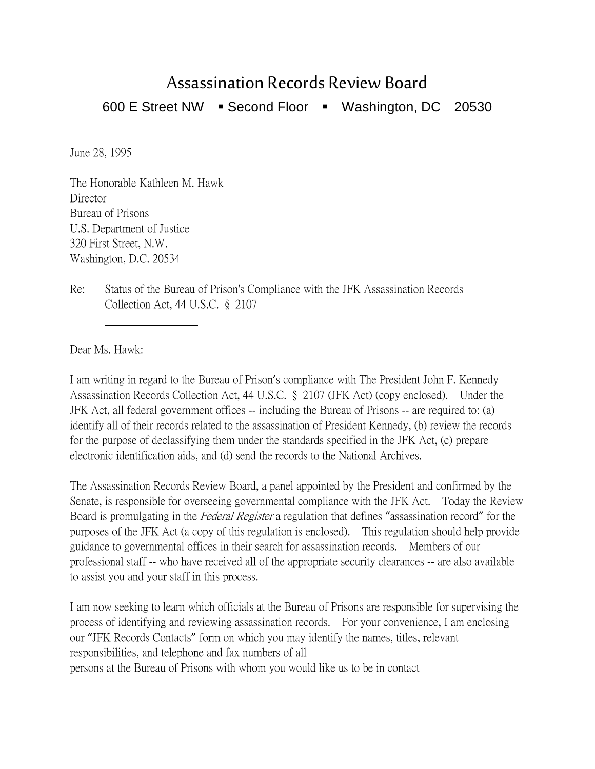# Assassination Records Review Board

600 E Street NW ▪ Second Floor ▪ Washington, DC 20530

June 28, 1995

The Honorable Kathleen M. Hawk
Director
Bureau of Prisons
U.S. Department of Justice
320 First Street, N.W.
Washington, D.C. 20534

Re: Status of the Bureau of Prison's Compliance with the JFK Assassination Records Collection Act, 44 U.S.C. § 2107

Dear Ms. Hawk:

I am writing in regard to the Bureau of Prison's compliance with The President John F. Kennedy Assassination Records Collection Act, 44 U.S.C. § 2107 (JFK Act) (copy enclosed). Under the JFK Act, all federal government offices -- including the Bureau of Prisons -- are required to: (a) identify all of their records related to the assassination of President Kennedy, (b) review the records for the purpose of declassifying them under the standards specified in the JFK Act, (c) prepare electronic identification aids, and (d) send the records to the National Archives.

The Assassination Records Review Board, a panel appointed by the President and confirmed by the Senate, is responsible for overseeing governmental compliance with the JFK Act. Today the Review Board is promulgating in the *Federal Register* a regulation that defines "assassination record" for the purposes of the JFK Act (a copy of this regulation is enclosed). This regulation should help provide guidance to governmental offices in their search for assassination records. Members of our professional staff -- who have received all of the appropriate security clearances -- are also available to assist you and your staff in this process.

I am now seeking to learn which officials at the Bureau of Prisons are responsible for supervising the process of identifying and reviewing assassination records. For your convenience, I am enclosing our "JFK Records Contacts" form on which you may identify the names, titles, relevant responsibilities, and telephone and fax numbers of all
persons at the Bureau of Prisons with whom you would like us to be in contact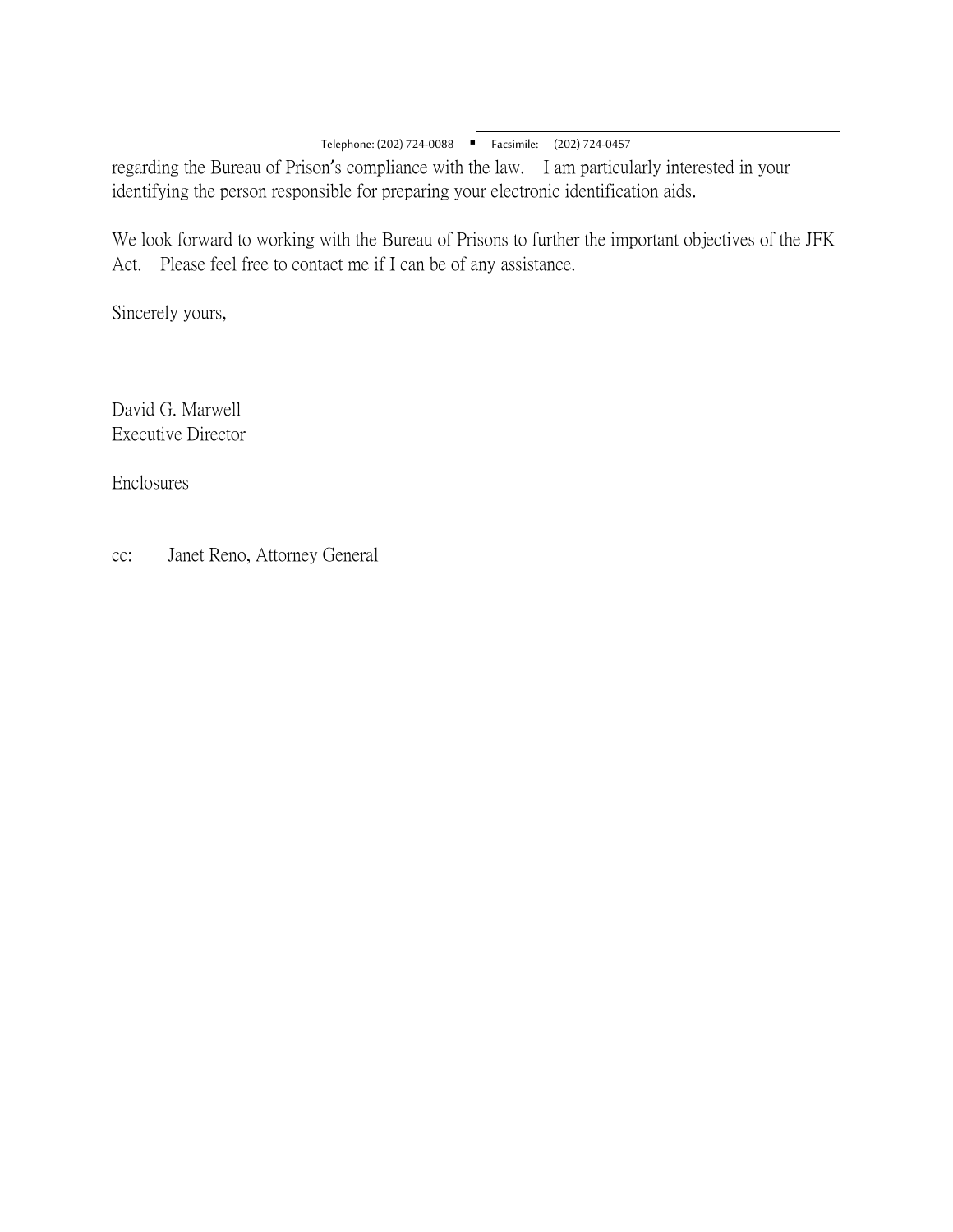regarding the Bureau of Prison's compliance with the law. I am particularly interested in your identifying the person responsible for preparing your electronic identification aids.

We look forward to working with the Bureau of Prisons to further the important objectives of the JFK Act. Please feel free to contact me if I can be of any assistance.

Sincerely yours,

David G. Marwell
Executive Director

Enclosures

cc: Janet Reno, Attorney General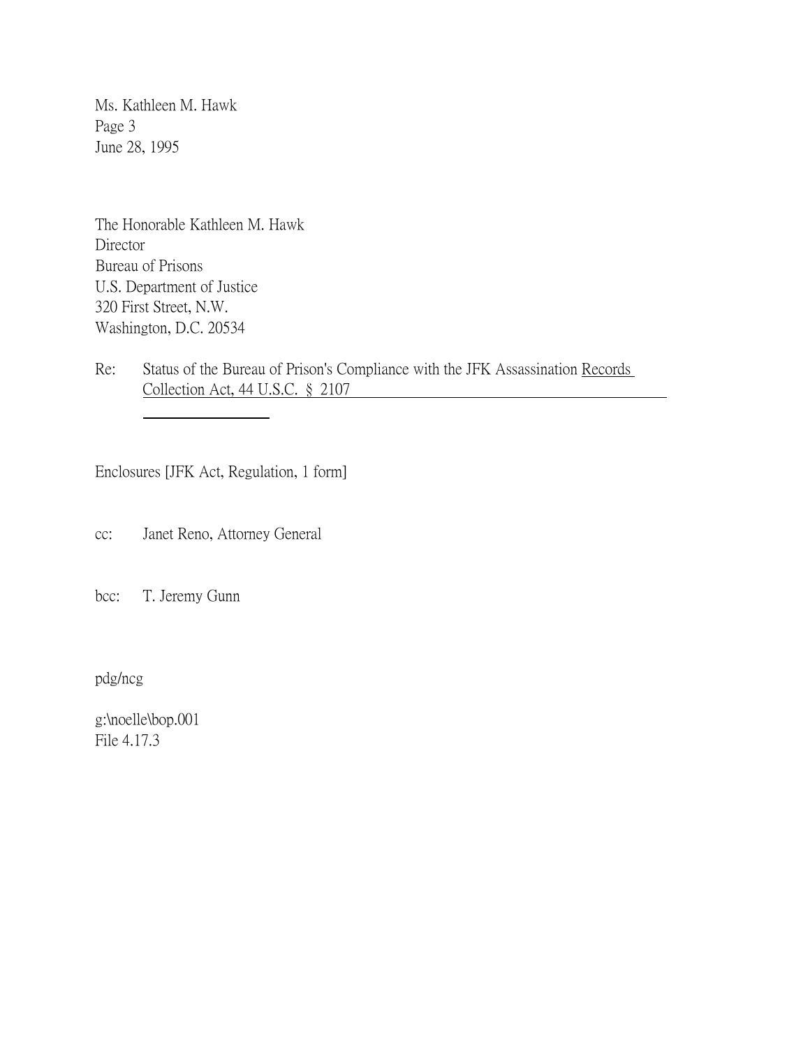The Honorable Kathleen M. Hawk
Director
Bureau of Prisons
U.S. Department of Justice
320 First Street, N.W.
Washington, D.C. 20534

Re: Status of the Bureau of Prison's Compliance with the JFK Assassination Records Collection Act, 44 U.S.C. § 2107

Enclosures [JFK Act, Regulation, 1 form]

cc: Janet Reno, Attorney General

bcc: T. Jeremy Gunn

pdg/ncg

g:\noelle\bop.001
File 4.17.3